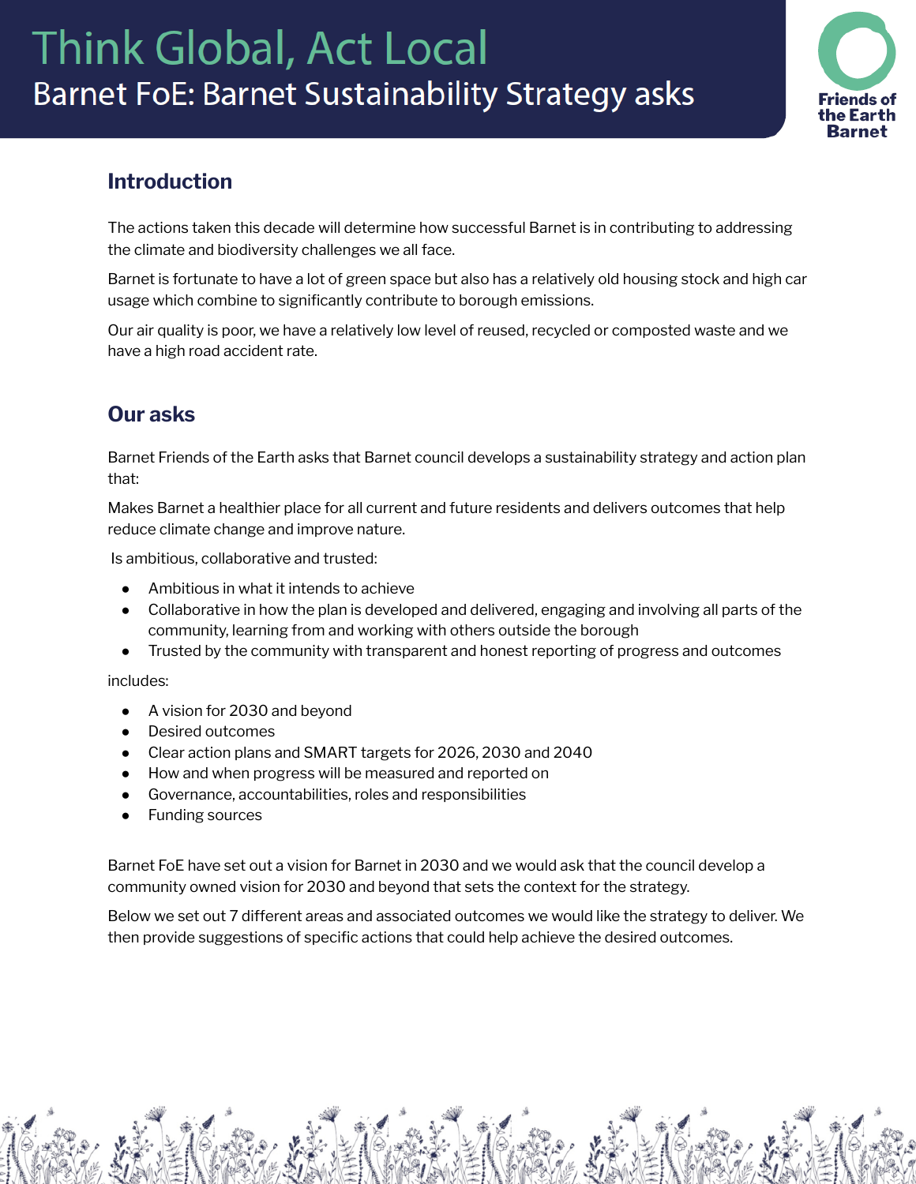# Think Global, Act Local

## Barnet FoE: Barnet Sustainability Strategy asks

Friends of the Earth Barnet

## Introduction

The actions taken this decade will determine how successful Barnet is in contributing to addressing the climate and biodiversity challenges we all face.

Barnet is fortunate to have a lot of green space but also has a relatively old housing stock and high car usage which combine to significantly contribute to borough emissions.

Our air quality is poor, we have a relatively low level of reused, recycled or composted waste and we have a high road accident rate.

## Our asks

Barnet Friends of the Earth asks that Barnet council develops a sustainability strategy and action plan that:

Makes Barnet a healthier place for all current and future residents and delivers outcomes that help reduce climate change and improve nature.

Is ambitious, collaborative and trusted:

- Ambitious in what it intends to achieve
- Collaborative in how the plan is developed and delivered, engaging and involving all parts of the community, learning from and working with others outside the borough
- Trusted by the community with transparent and honest reporting of progress and outcomes

includes:

- A vision for 2030 and beyond
- Desired outcomes
- Clear action plans and SMART targets for 2026, 2030 and 2040
- How and when progress will be measured and reported on
- Governance, accountabilities, roles and responsibilities
- Funding sources

Barnet FoE have set out a vision for Barnet in 2030 and we would ask that the council develop a community owned vision for 2030 and beyond that sets the context for the strategy.

Below we set out 7 different areas and associated outcomes we would like the strategy to deliver. We then provide suggestions of specific actions that could help achieve the desired outcomes.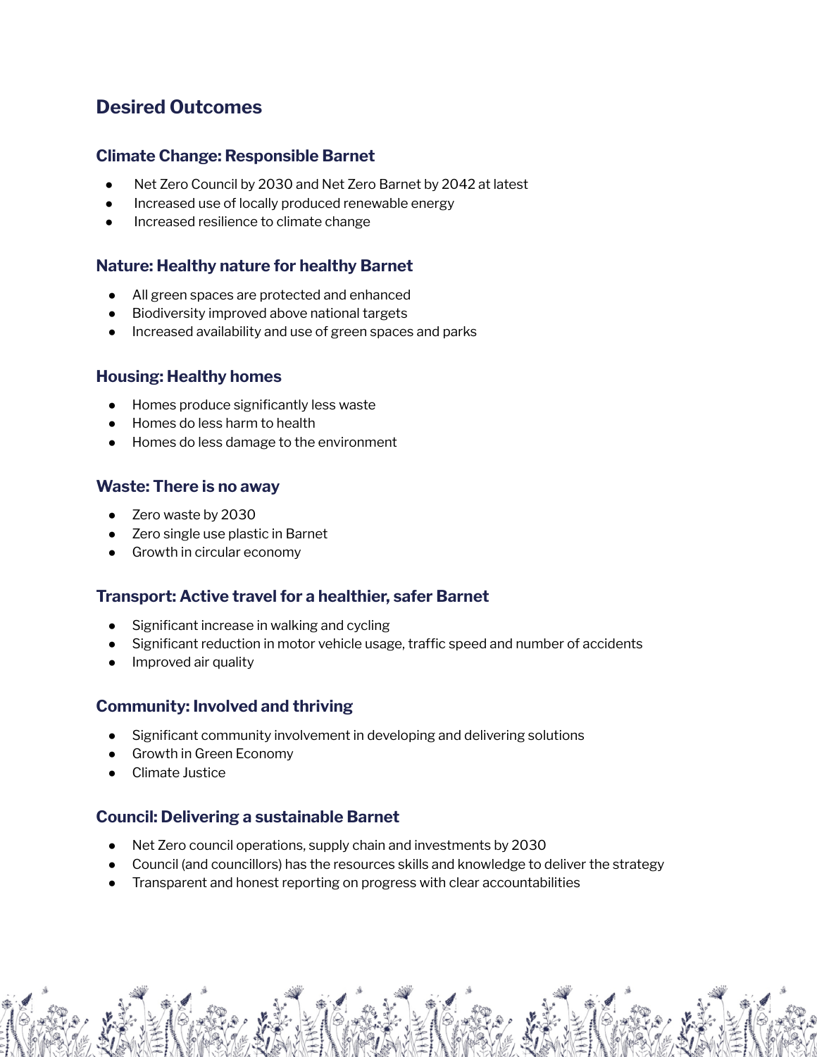## Desired Outcomes

### Climate Change: Responsible Barnet

- Net Zero Council by 2030 and Net Zero Barnet by 2042 at latest
- Increased use of locally produced renewable energy
- Increased resilience to climate change

### Nature: Healthy nature for healthy Barnet

- All green spaces are protected and enhanced
- Biodiversity improved above national targets
- Increased availability and use of green spaces and parks

### Housing: Healthy homes

- Homes produce significantly less waste
- Homes do less harm to health
- Homes do less damage to the environment

### Waste: There is no away

- Zero waste by 2030
- Zero single use plastic in Barnet
- Growth in circular economy

### Transport: Active travel for a healthier, safer Barnet

- Significant increase in walking and cycling
- Significant reduction in motor vehicle usage, traffic speed and number of accidents
- Improved air quality

### Community: Involved and thriving

- Significant community involvement in developing and delivering solutions
- Growth in Green Economy
- Climate Justice

### Council: Delivering a sustainable Barnet

- Net Zero council operations, supply chain and investments by 2030
- Council (and councillors) has the resources skills and knowledge to deliver the strategy
- Transparent and honest reporting on progress with clear accountabilities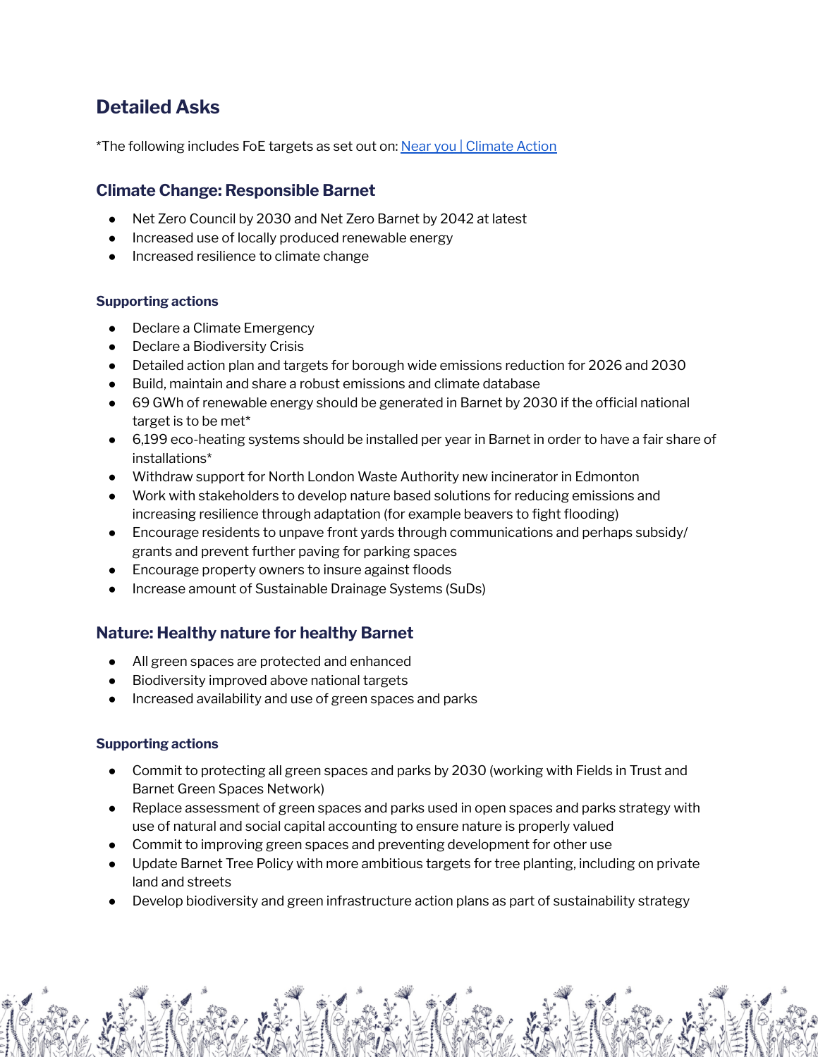## Detailed Asks

*The following includes FoE targets as set out on: [Near you | Climate Action](Near you | Climate Action)

### Climate Change: Responsible Barnet

- Net Zero Council by 2030 and Net Zero Barnet by 2042 at latest
- Increased use of locally produced renewable energy
- Increased resilience to climate change

#### Supporting actions

- Declare a Climate Emergency
- Declare a Biodiversity Crisis
- Detailed action plan and targets for borough wide emissions reduction for 2026 and 2030
- Build, maintain and share a robust emissions and climate database
- 69 GWh of renewable energy should be generated in Barnet by 2030 if the official national target is to be met*
- 6,199 eco-heating systems should be installed per year in Barnet in order to have a fair share of installations*
- Withdraw support for North London Waste Authority new incinerator in Edmonton
- Work with stakeholders to develop nature based solutions for reducing emissions and increasing resilience through adaptation (for example beavers to fight flooding)
- Encourage residents to unpave front yards through communications and perhaps subsidy/ grants and prevent further paving for parking spaces
- Encourage property owners to insure against floods
- Increase amount of Sustainable Drainage Systems (SuDs)

### Nature: Healthy nature for healthy Barnet

- All green spaces are protected and enhanced
- Biodiversity improved above national targets
- Increased availability and use of green spaces and parks

#### Supporting actions

- Commit to protecting all green spaces and parks by 2030 (working with Fields in Trust and Barnet Green Spaces Network)
- Replace assessment of green spaces and parks used in open spaces and parks strategy with use of natural and social capital accounting to ensure nature is properly valued
- Commit to improving green spaces and preventing development for other use
- Update Barnet Tree Policy with more ambitious targets for tree planting, including on private land and streets
- Develop biodiversity and green infrastructure action plans as part of sustainability strategy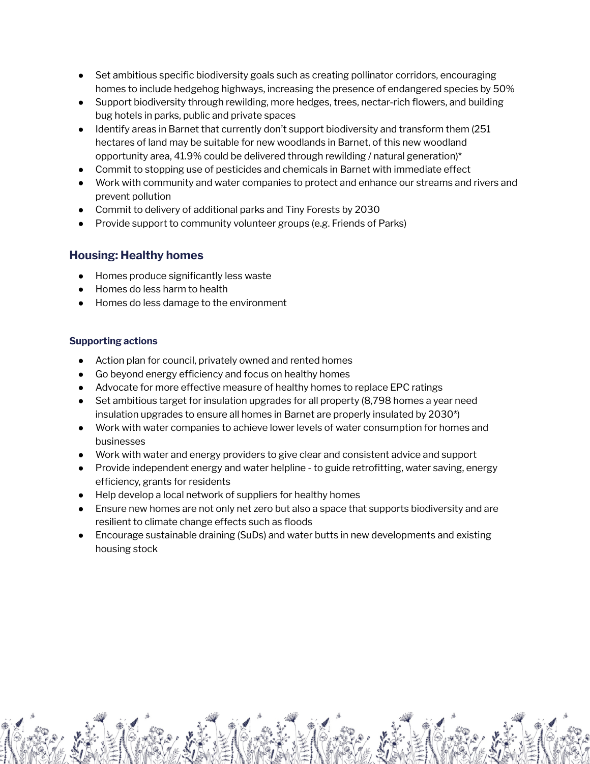- Set ambitious specific biodiversity goals such as creating pollinator corridors, encouraging homes to include hedgehog highways, increasing the presence of endangered species by 50%
- Support biodiversity through rewilding, more hedges, trees, nectar-rich flowers, and building bug hotels in parks, public and private spaces
- Identify areas in Barnet that currently don't support biodiversity and transform them (251 hectares of land may be suitable for new woodlands in Barnet, of this new woodland opportunity area, 41.9% could be delivered through rewilding / natural generation)*
- Commit to stopping use of pesticides and chemicals in Barnet with immediate effect
- Work with community and water companies to protect and enhance our streams and rivers and prevent pollution
- Commit to delivery of additional parks and Tiny Forests by 2030
- Provide support to community volunteer groups (e.g. Friends of Parks)

## Housing: Healthy homes

- Homes produce significantly less waste
- Homes do less harm to health
- Homes do less damage to the environment

#### Supporting actions

- Action plan for council, privately owned and rented homes
- Go beyond energy efficiency and focus on healthy homes
- Advocate for more effective measure of healthy homes to replace EPC ratings
- Set ambitious target for insulation upgrades for all property (8,798 homes a year need insulation upgrades to ensure all homes in Barnet are properly insulated by 2030*)
- Work with water companies to achieve lower levels of water consumption for homes and businesses
- Work with water and energy providers to give clear and consistent advice and support
- Provide independent energy and water helpline - to guide retrofitting, water saving, energy efficiency, grants for residents
- Help develop a local network of suppliers for healthy homes
- Ensure new homes are not only net zero but also a space that supports biodiversity and are resilient to climate change effects such as floods
- Encourage sustainable draining (SuDs) and water butts in new developments and existing housing stock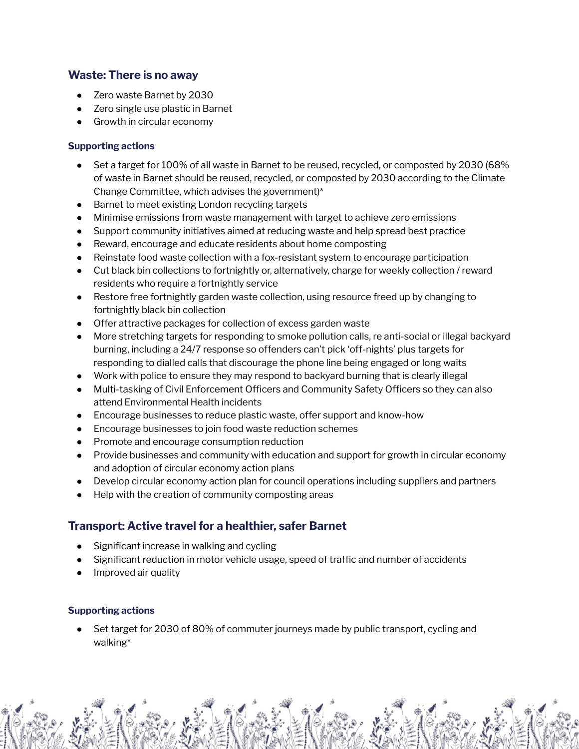## Waste: There is no away

- Zero waste Barnet by 2030
- Zero single use plastic in Barnet
- Growth in circular economy

### Supporting actions

- Set a target for 100% of all waste in Barnet to be reused, recycled, or composted by 2030 (68% of waste in Barnet should be reused, recycled, or composted by 2030 according to the Climate Change Committee, which advises the government)*
- Barnet to meet existing London recycling targets
- Minimise emissions from waste management with target to achieve zero emissions
- Support community initiatives aimed at reducing waste and help spread best practice
- Reward, encourage and educate residents about home composting
- Reinstate food waste collection with a fox-resistant system to encourage participation
- Cut black bin collections to fortnightly or, alternatively, charge for weekly collection / reward residents who require a fortnightly service
- Restore free fortnightly garden waste collection, using resource freed up by changing to fortnightly black bin collection
- Offer attractive packages for collection of excess garden waste
- More stretching targets for responding to smoke pollution calls, re anti-social or illegal backyard burning, including a 24/7 response so offenders can't pick 'off-nights' plus targets for responding to dialled calls that discourage the phone line being engaged or long waits
- Work with police to ensure they may respond to backyard burning that is clearly illegal
- Multi-tasking of Civil Enforcement Officers and Community Safety Officers so they can also attend Environmental Health incidents
- Encourage businesses to reduce plastic waste, offer support and know-how
- Encourage businesses to join food waste reduction schemes
- Promote and encourage consumption reduction
- Provide businesses and community with education and support for growth in circular economy and adoption of circular economy action plans
- Develop circular economy action plan for council operations including suppliers and partners
- Help with the creation of community composting areas

## Transport: Active travel for a healthier, safer Barnet

- Significant increase in walking and cycling
- Significant reduction in motor vehicle usage, speed of traffic and number of accidents
- Improved air quality

### Supporting actions

- Set target for 2030 of 80% of commuter journeys made by public transport, cycling and walking*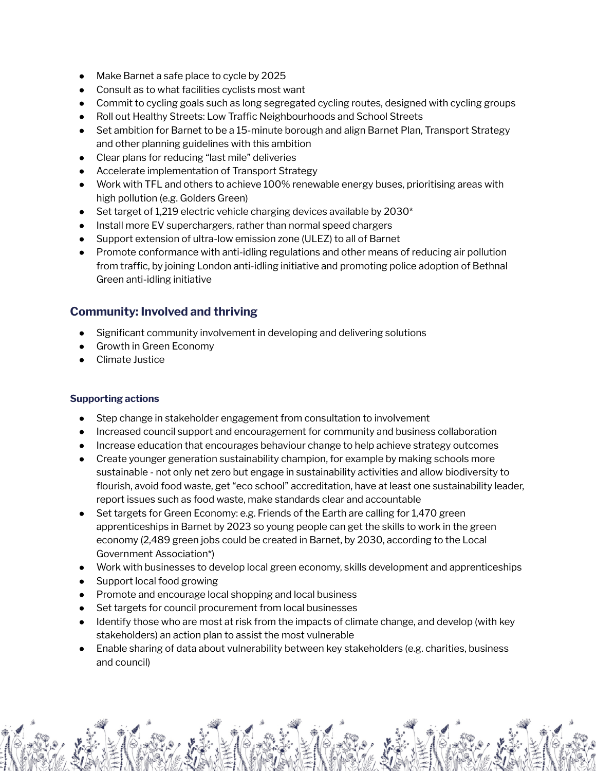- Make Barnet a safe place to cycle by 2025
- Consult as to what facilities cyclists most want
- Commit to cycling goals such as long segregated cycling routes, designed with cycling groups
- Roll out Healthy Streets: Low Traffic Neighbourhoods and School Streets
- Set ambition for Barnet to be a 15-minute borough and align Barnet Plan, Transport Strategy and other planning guidelines with this ambition
- Clear plans for reducing "last mile" deliveries
- Accelerate implementation of Transport Strategy
- Work with TFL and others to achieve 100% renewable energy buses, prioritising areas with high pollution (e.g. Golders Green)
- Set target of 1,219 electric vehicle charging devices available by 2030*
- Install more EV superchargers, rather than normal speed chargers
- Support extension of ultra-low emission zone (ULEZ) to all of Barnet
- Promote conformance with anti-idling regulations and other means of reducing air pollution from traffic, by joining London anti-idling initiative and promoting police adoption of Bethnal Green anti-idling initiative

## Community: Involved and thriving

- Significant community involvement in developing and delivering solutions
- Growth in Green Economy
- Climate Justice

### Supporting actions

- Step change in stakeholder engagement from consultation to involvement
- Increased council support and encouragement for community and business collaboration
- Increase education that encourages behaviour change to help achieve strategy outcomes
- Create younger generation sustainability champion, for example by making schools more sustainable - not only net zero but engage in sustainability activities and allow biodiversity to flourish, avoid food waste, get "eco school" accreditation, have at least one sustainability leader, report issues such as food waste, make standards clear and accountable
- Set targets for Green Economy: e.g. Friends of the Earth are calling for 1,470 green apprenticeships in Barnet by 2023 so young people can get the skills to work in the green economy (2,489 green jobs could be created in Barnet, by 2030, according to the Local Government Association*)
- Work with businesses to develop local green economy, skills development and apprenticeships
- Support local food growing
- Promote and encourage local shopping and local business
- Set targets for council procurement from local businesses
- Identify those who are most at risk from the impacts of climate change, and develop (with key stakeholders) an action plan to assist the most vulnerable
- Enable sharing of data about vulnerability between key stakeholders (e.g. charities, business and council)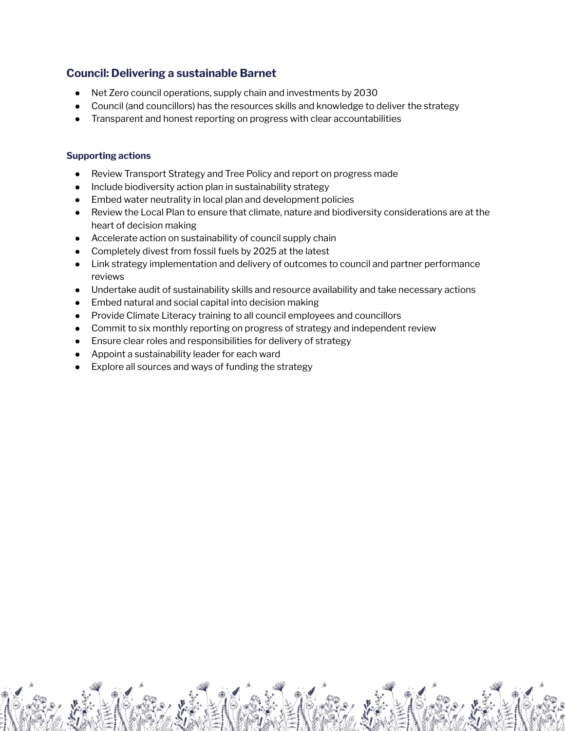## Council: Delivering a sustainable Barnet

- Net Zero council operations, supply chain and investments by 2030
- Council (and councillors) has the resources skills and knowledge to deliver the strategy
- Transparent and honest reporting on progress with clear accountabilities

### Supporting actions

- Review Transport Strategy and Tree Policy and report on progress made
- Include biodiversity action plan in sustainability strategy
- Embed water neutrality in local plan and development policies
- Review the Local Plan to ensure that climate, nature and biodiversity considerations are at the heart of decision making
- Accelerate action on sustainability of council supply chain
- Completely divest from fossil fuels by 2025 at the latest
- Link strategy implementation and delivery of outcomes to council and partner performance reviews
- Undertake audit of sustainability skills and resource availability and take necessary actions
- Embed natural and social capital into decision making
- Provide Climate Literacy training to all council employees and councillors
- Commit to six monthly reporting on progress of strategy and independent review
- Ensure clear roles and responsibilities for delivery of strategy
- Appoint a sustainability leader for each ward
- Explore all sources and ways of funding the strategy